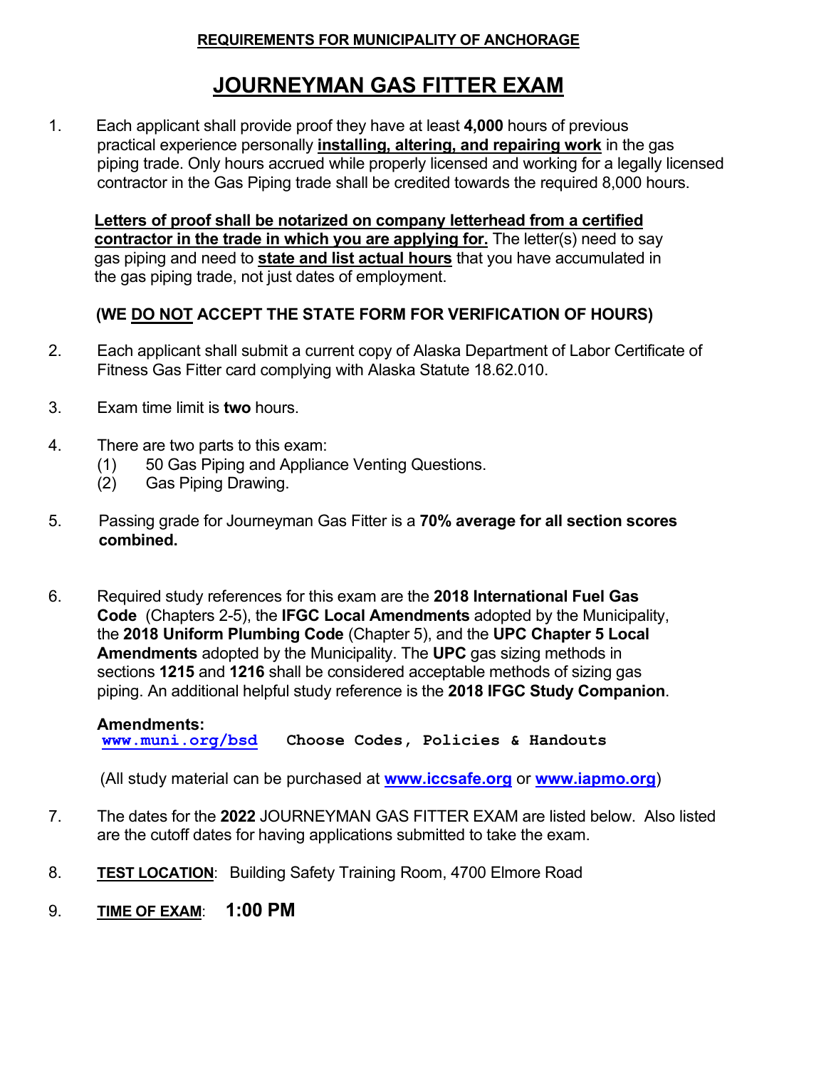**REQUIREMENTS FOR MUNICIPALITY OF ANCHORAGE**

# JOURNEYMAN GAS FITTER EXAM

1. Each applicant shall provide proof they have at least **4,000** hours of previous practical experience personally **installing, altering, and repairing work** in the gas piping trade. Only hours accrued while properly licensed and working for a legally licensed contractor in the Gas Piping trade shall be credited towards the required 8,000 hours.

   **Letters of proof shall be notarized on company letterhead from a certified contractor in the trade in which you are applying for.** The letter(s) need to say gas piping and need to **state and list actual hours** that you have accumulated in the gas piping trade, not just dates of employment.

   **(WE DO NOT ACCEPT THE STATE FORM FOR VERIFICATION OF HOURS)**

2. Each applicant shall submit a current copy of Alaska Department of Labor Certificate of Fitness Gas Fitter card complying with Alaska Statute 18.62.010.

3. Exam time limit is **two** hours.

4. There are two parts to this exam:
   (1) 50 Gas Piping and Appliance Venting Questions.
   (2) Gas Piping Drawing.

5. Passing grade for Journeyman Gas Fitter is a **70% average for all section scores combined.**

6. Required study references for this exam are the **2018 International Fuel Gas Code** (Chapters 2-5), the **IFGC Local Amendments** adopted by the Municipality, the **2018 Uniform Plumbing Code** (Chapter 5), and the **UPC Chapter 5 Local Amendments** adopted by the Municipality. The **UPC** gas sizing methods in sections **1215** and **1216** shall be considered acceptable methods of sizing gas piping. An additional helpful study reference is the **2018 IFGC Study Companion**.

   **Amendments:**
   www.muni.org/bsd   Choose Codes, Policies & Handouts

   (All study material can be purchased at **www.iccsafe.org** or **www.iapmo.org**)

7. The dates for the **2022** JOURNEYMAN GAS FITTER EXAM are listed below. Also listed are the cutoff dates for having applications submitted to take the exam.

8. **TEST LOCATION**: Building Safety Training Room, 4700 Elmore Road

9. **TIME OF EXAM**: **1:00 PM**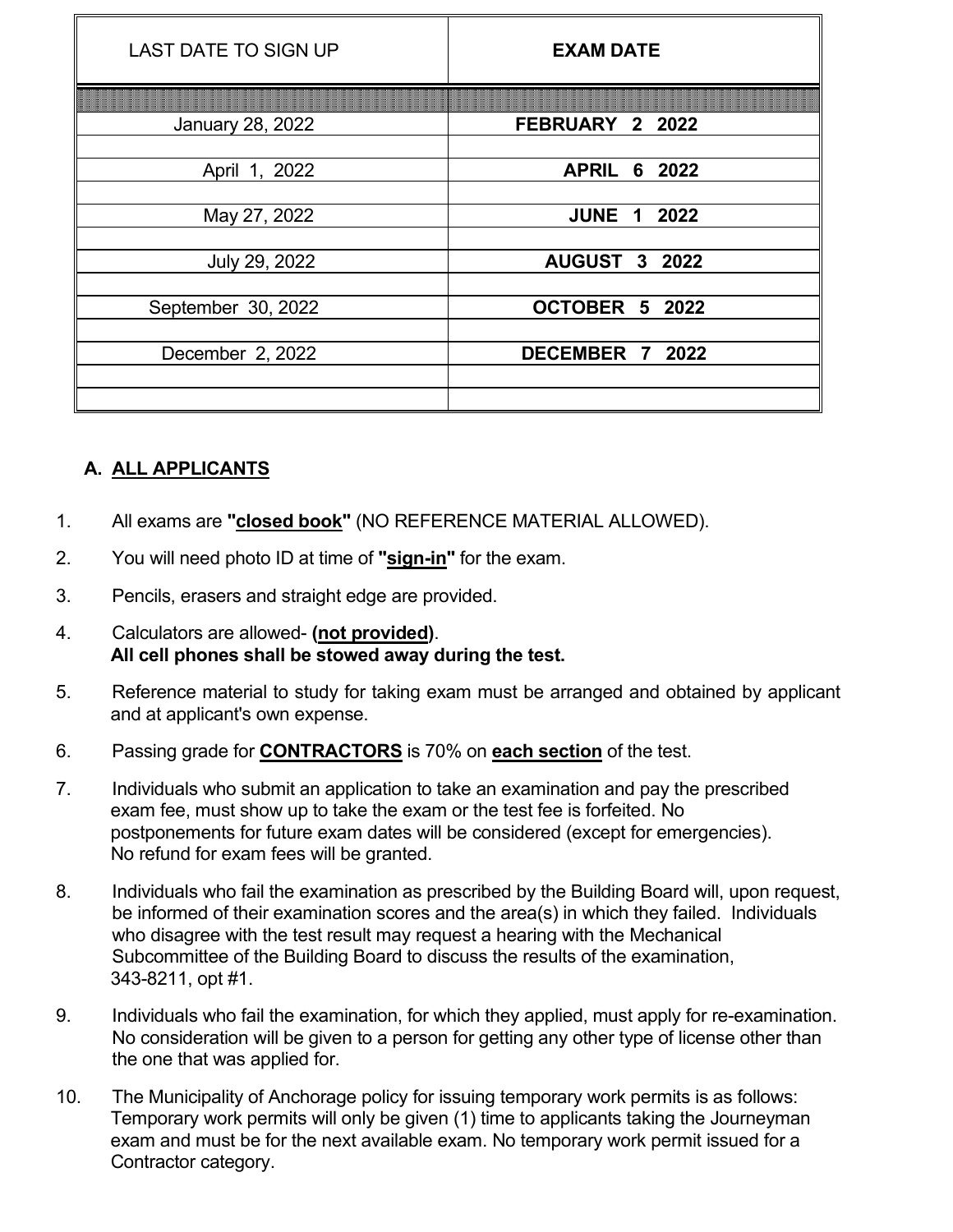| LAST DATE TO SIGN UP | **EXAM DATE** |
|---|---|
| January 28, 2022 | **FEBRUARY 2 2022** |
| April 1, 2022 | **APRIL 6 2022** |
| May 27, 2022 | **JUNE 1 2022** |
| July 29, 2022 | **AUGUST 3 2022** |
| September 30, 2022 | **OCTOBER 5 2022** |
| December 2, 2022 | **DECEMBER 7 2022** |

## A. ALL APPLICANTS

1. All exams are **"closed book"** (NO REFERENCE MATERIAL ALLOWED).
2. You will need photo ID at time of **"sign-in"** for the exam.
3. Pencils, erasers and straight edge are provided.
4. Calculators are allowed- **(not provided)**.
   **All cell phones shall be stowed away during the test.**
5. Reference material to study for taking exam must be arranged and obtained by applicant and at applicant's own expense.
6. Passing grade for **CONTRACTORS** is 70% on **each section** of the test.
7. Individuals who submit an application to take an examination and pay the prescribed exam fee, must show up to take the exam or the test fee is forfeited. No postponements for future exam dates will be considered (except for emergencies). No refund for exam fees will be granted.
8. Individuals who fail the examination as prescribed by the Building Board will, upon request, be informed of their examination scores and the area(s) in which they failed. Individuals who disagree with the test result may request a hearing with the Mechanical Subcommittee of the Building Board to discuss the results of the examination, 343-8211, opt #1.
9. Individuals who fail the examination, for which they applied, must apply for re-examination. No consideration will be given to a person for getting any other type of license other than the one that was applied for.
10. The Municipality of Anchorage policy for issuing temporary work permits is as follows: Temporary work permits will only be given (1) time to applicants taking the Journeyman exam and must be for the next available exam. No temporary work permit issued for a Contractor category.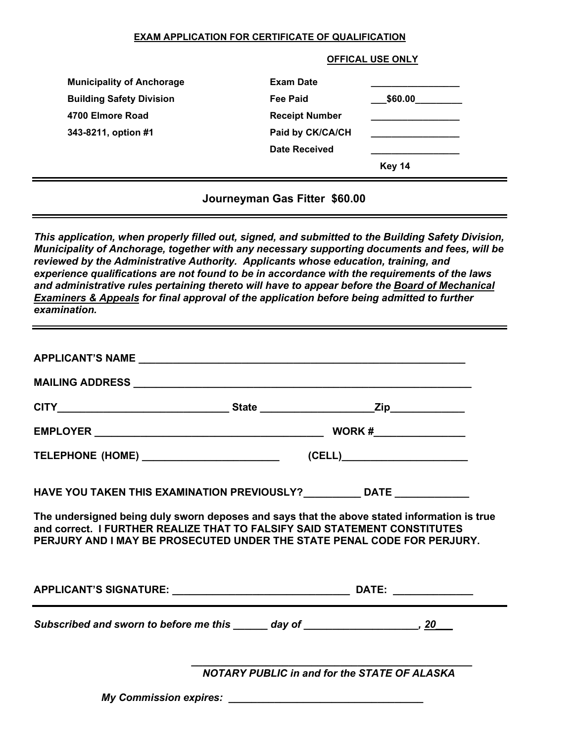**EXAM APPLICATION FOR CERTIFICATE OF QUALIFICATION**

**OFFICAL USE ONLY**

| | | |
|---|---|---|
| **Municipality of Anchorage** | **Exam Date** | ________________ |
| **Building Safety Division** | **Fee Paid** | ___$60.00_________ |
| **4700 Elmore Road** | **Receipt Number** | ________________ |
| **343-8211, option #1** | **Paid by CK/CA/CH** | ________________ |
| | **Date Received** | ________________ |
| | | **Key 14** |

---

## Journeyman Gas Fitter $60.00

---

***This application, when properly filled out, signed, and submitted to the Building Safety Division, Municipality of Anchorage, together with any necessary supporting documents and fees, will be reviewed by the Administrative Authority. Applicants whose education, training, and experience qualifications are not found to be in accordance with the requirements of the laws and administrative rules pertaining thereto will have to appear before the Board of Mechanical Examiners & Appeals for final approval of the application before being admitted to further examination.***

---

**APPLICANT'S NAME** ____________________________________________________________

**MAILING ADDRESS** ____________________________________________________________

**CITY**______________________________ **State** ___________________**Zip**_____________

**EMPLOYER** ________________________________________ **WORK #**________________

**TELEPHONE (HOME)** ________________________ **(CELL)**______________________

**HAVE YOU TAKEN THIS EXAMINATION PREVIOUSLY?**__________ **DATE** _____________

**The undersigned being duly sworn deposes and says that the above stated information is true and correct. I FURTHER REALIZE THAT TO FALSIFY SAID STATEMENT CONSTITUTES PERJURY AND I MAY BE PROSECUTED UNDER THE STATE PENAL CODE FOR PERJURY.**

**APPLICANT'S SIGNATURE:** ______________________________ **DATE:** _____________

---

***Subscribed and sworn to before me this ______ day of ___________________, 20___***

__________________________________________________

***NOTARY PUBLIC in and for the STATE OF ALASKA***

***My Commission expires:*** __________________________________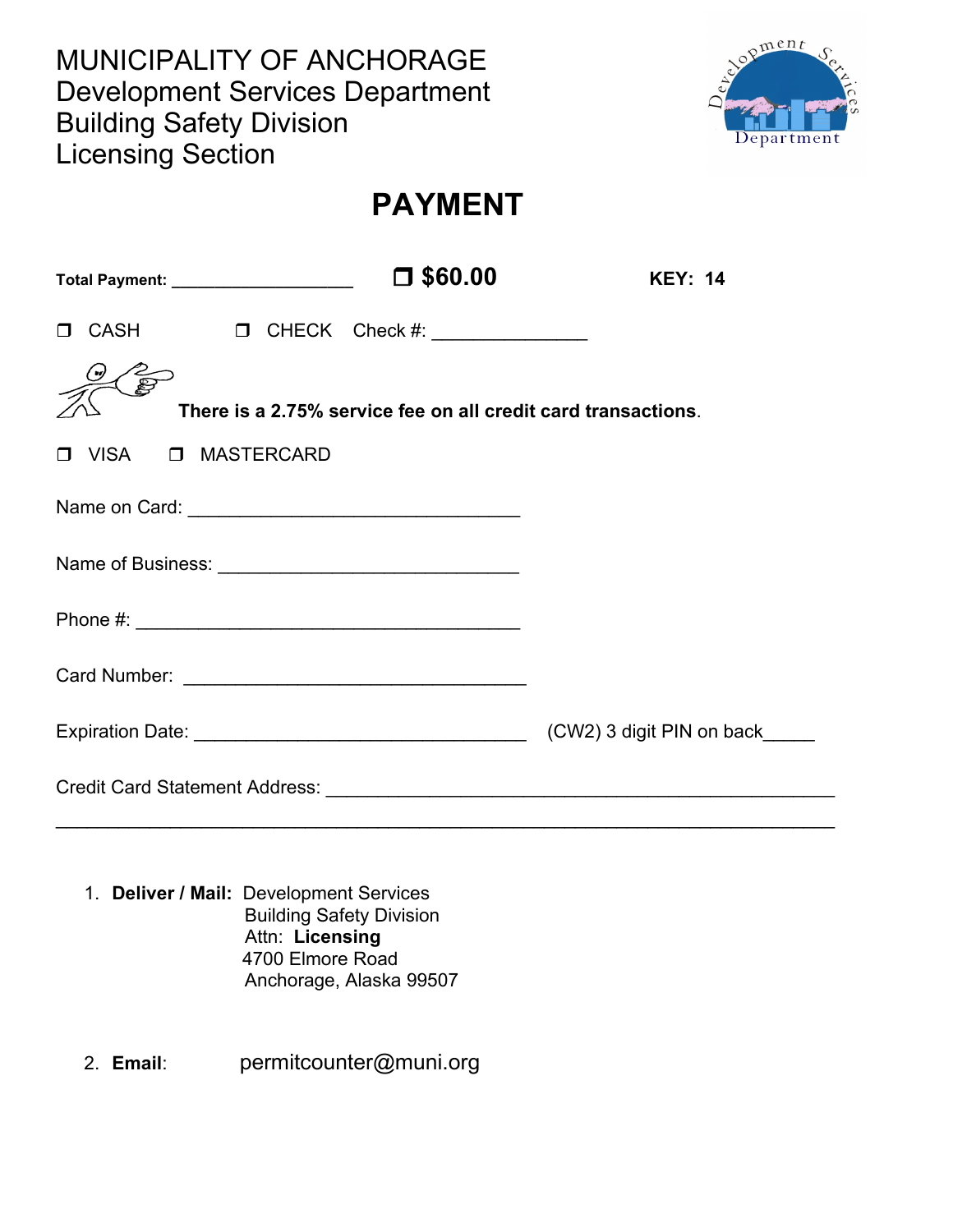MUNICIPALITY OF ANCHORAGE
Development Services Department
Building Safety Division
Licensing Section

# PAYMENT

**Total Payment:** ____________________ ❒ **$60.00** **KEY: 14**

❒ CASH ❒ CHECK Check #: _______________

**There is a 2.75% service fee on all credit card transactions**.

❒ VISA ❒ MASTERCARD

Name on Card: _________________________________

Name of Business: ______________________________

Phone #: ______________________________________

Card Number: __________________________________

Expiration Date: ________________________________ (CW2) 3 digit PIN on back_____

Credit Card Statement Address: ____________________________________________________

_____________________________________________________________________________

1. **Deliver / Mail:** Development Services
   Building Safety Division
   Attn: **Licensing**
   4700 Elmore Road
   Anchorage, Alaska 99507

2. **Email**: permitcounter@muni.org